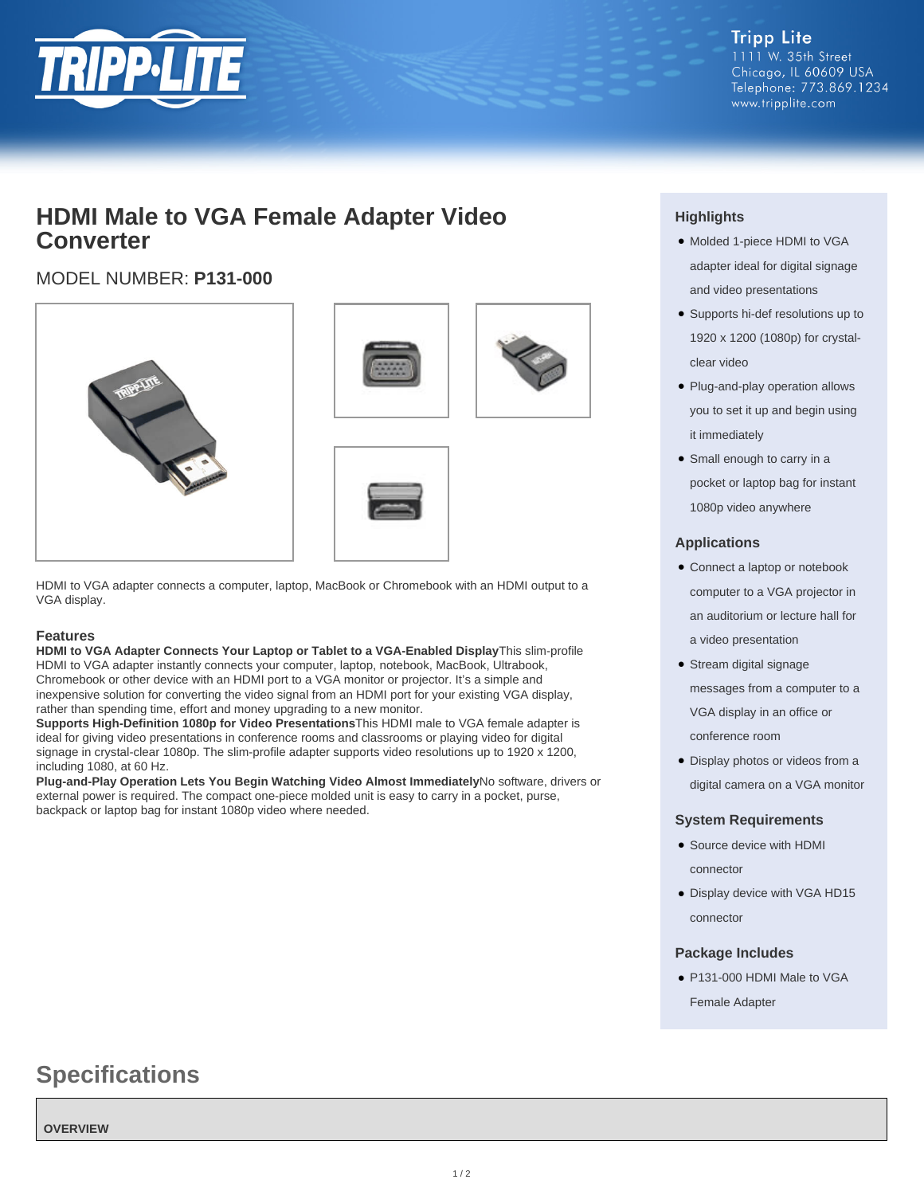Tripp Lite
1111 W. 35th Street
Chicago, IL 60609 USA
Telephone: 773.869.1234
www.tripplite.com

# HDMI Male to VGA Female Adapter Video Converter

## MODEL NUMBER: **P131-000**

HDMI to VGA adapter connects a computer, laptop, MacBook or Chromebook with an HDMI output to a VGA display.

### Features

**HDMI to VGA Adapter Connects Your Laptop or Tablet to a VGA-Enabled Display**This slim-profile HDMI to VGA adapter instantly connects your computer, laptop, notebook, MacBook, Ultrabook, Chromebook or other device with an HDMI port to a VGA monitor or projector. It's a simple and inexpensive solution for converting the video signal from an HDMI port for your existing VGA display, rather than spending time, effort and money upgrading to a new monitor.
**Supports High-Definition 1080p for Video Presentations**This HDMI male to VGA female adapter is ideal for giving video presentations in conference rooms and classrooms or playing video for digital signage in crystal-clear 1080p. The slim-profile adapter supports video resolutions up to 1920 x 1200, including 1080, at 60 Hz.
**Plug-and-Play Operation Lets You Begin Watching Video Almost Immediately**No software, drivers or external power is required. The compact one-piece molded unit is easy to carry in a pocket, purse, backpack or laptop bag for instant 1080p video where needed.

### Highlights

- Molded 1-piece HDMI to VGA adapter ideal for digital signage and video presentations
- Supports hi-def resolutions up to 1920 x 1200 (1080p) for crystal-clear video
- Plug-and-play operation allows you to set it up and begin using it immediately
- Small enough to carry in a pocket or laptop bag for instant 1080p video anywhere

### Applications

- Connect a laptop or notebook computer to a VGA projector in an auditorium or lecture hall for a video presentation
- Stream digital signage messages from a computer to a VGA display in an office or conference room
- Display photos or videos from a digital camera on a VGA monitor

### System Requirements

- Source device with HDMI connector
- Display device with VGA HD15 connector

### Package Includes

- P131-000 HDMI Male to VGA Female Adapter

## Specifications

| OVERVIEW |
| --- |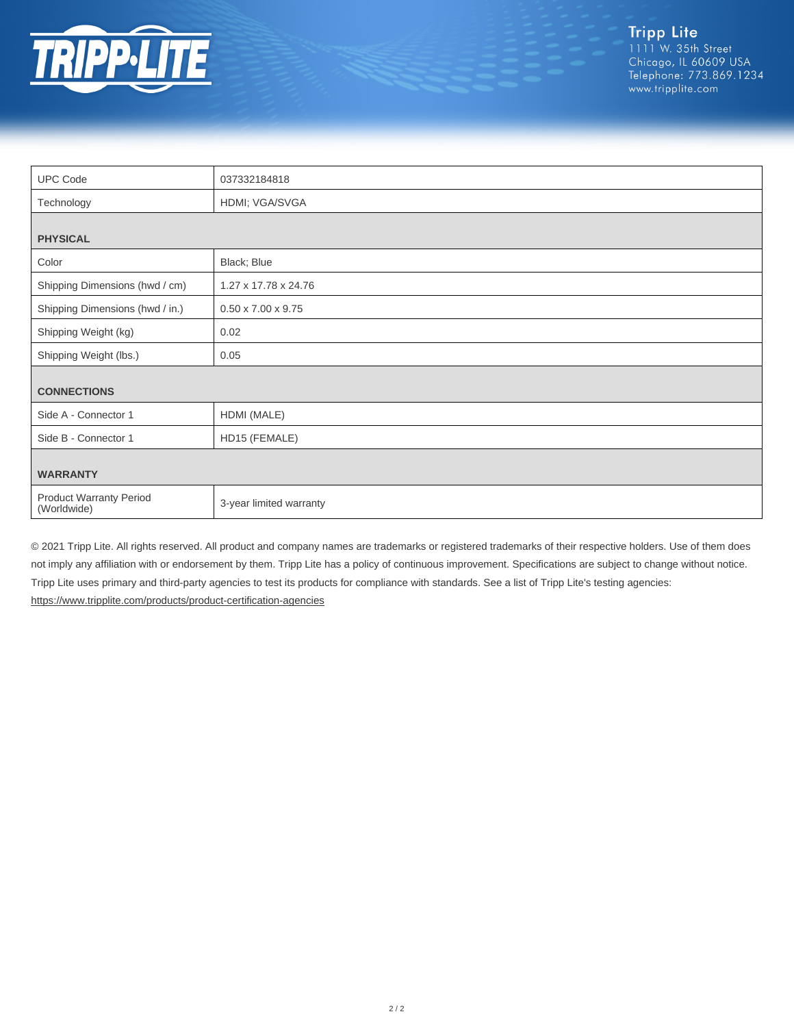| | |
|---|---|
| UPC Code | 037332184818 |
| Technology | HDMI; VGA/SVGA |
| **PHYSICAL** | |
| Color | Black; Blue |
| Shipping Dimensions (hwd / cm) | 1.27 x 17.78 x 24.76 |
| Shipping Dimensions (hwd / in.) | 0.50 x 7.00 x 9.75 |
| Shipping Weight (kg) | 0.02 |
| Shipping Weight (lbs.) | 0.05 |
| **CONNECTIONS** | |
| Side A - Connector 1 | HDMI (MALE) |
| Side B - Connector 1 | HD15 (FEMALE) |
| **WARRANTY** | |
| Product Warranty Period (Worldwide) | 3-year limited warranty |

© 2021 Tripp Lite. All rights reserved. All product and company names are trademarks or registered trademarks of their respective holders. Use of them does not imply any affiliation with or endorsement by them. Tripp Lite has a policy of continuous improvement. Specifications are subject to change without notice. Tripp Lite uses primary and third-party agencies to test its products for compliance with standards. See a list of Tripp Lite's testing agencies: https://www.tripplite.com/products/product-certification-agencies